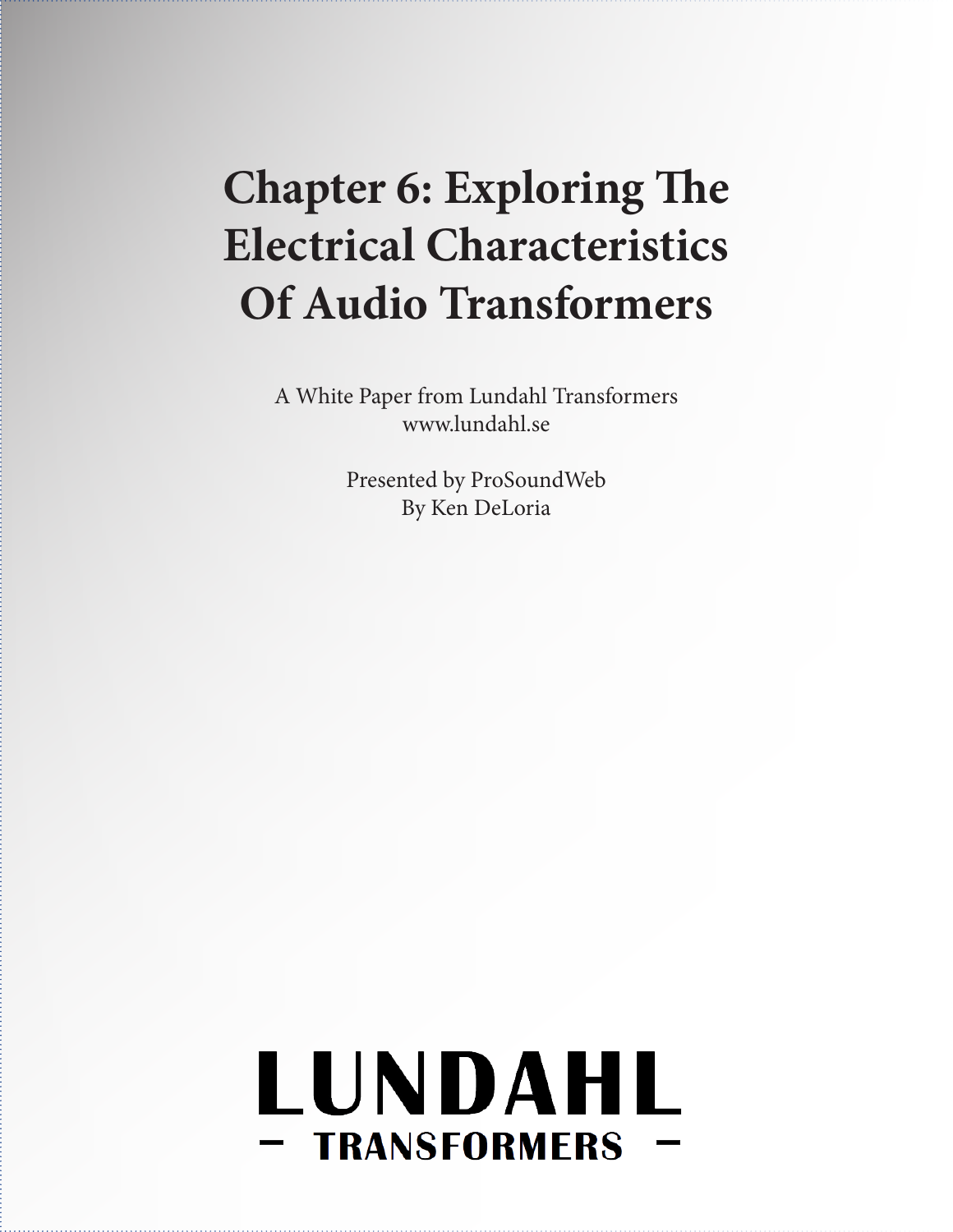# Chapter 6: Exploring The Electrical Characteristics Of Audio Transformers

A White Paper from Lundahl Transformers
www.lundahl.se

Presented by ProSoundWeb
By Ken DeLoria

LUNDAHL
– TRANSFORMERS –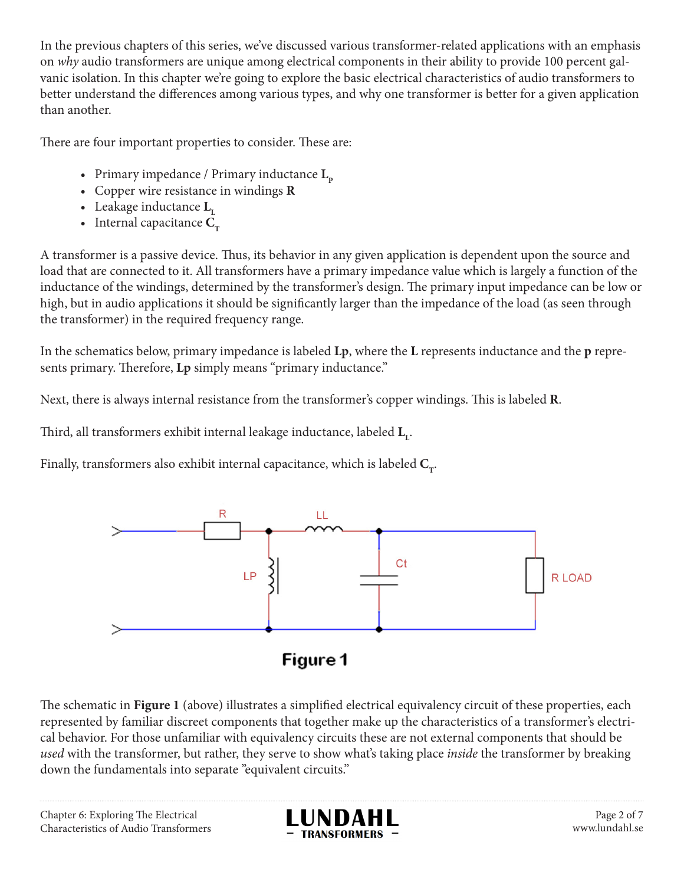In the previous chapters of this series, we've discussed various transformer-related applications with an emphasis on *why* audio transformers are unique among electrical components in their ability to provide 100 percent galvanic isolation. In this chapter we're going to explore the basic electrical characteristics of audio transformers to better understand the differences among various types, and why one transformer is better for a given application than another.

There are four important properties to consider. These are:

- Primary impedance / Primary inductance $\mathbf{L_p}$
- Copper wire resistance in windings **R**
- Leakage inductance $\mathbf{L_L}$
- Internal capacitance $\mathbf{C_T}$

A transformer is a passive device. Thus, its behavior in any given application is dependent upon the source and load that are connected to it. All transformers have a primary impedance value which is largely a function of the inductance of the windings, determined by the transformer's design. The primary input impedance can be low or high, but in audio applications it should be significantly larger than the impedance of the load (as seen through the transformer) in the required frequency range.

In the schematics below, primary impedance is labeled **Lp**, where the **L** represents inductance and the **p** represents primary. Therefore, **Lp** simply means "primary inductance."

Next, there is always internal resistance from the transformer's copper windings. This is labeled **R**.

Third, all transformers exhibit internal leakage inductance, labeled $\mathbf{L_L}$.

Finally, transformers also exhibit internal capacitance, which is labeled $\mathbf{C_T}$.

**Figure 1**

The schematic in **Figure 1** (above) illustrates a simplified electrical equivalency circuit of these properties, each represented by familiar discreet components that together make up the characteristics of a transformer's electrical behavior. For those unfamiliar with equivalency circuits these are not external components that should be *used* with the transformer, but rather, they serve to show what's taking place *inside* the transformer by breaking down the fundamentals into separate "equivalent circuits."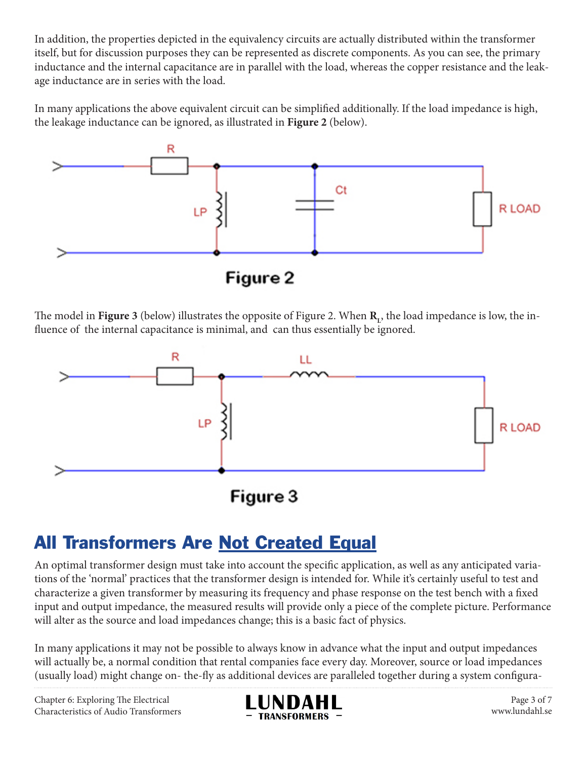In addition, the properties depicted in the equivalency circuits are actually distributed within the transformer itself, but for discussion purposes they can be represented as discrete components. As you can see, the primary inductance and the internal capacitance are in parallel with the load, whereas the copper resistance and the leakage inductance are in series with the load.

In many applications the above equivalent circuit can be simplified additionally. If the load impedance is high, the leakage inductance can be ignored, as illustrated in **Figure 2** (below).

Figure 2

The model in **Figure 3** (below) illustrates the opposite of Figure 2. When $\mathbf{R_L}$, the load impedance is low, the influence of the internal capacitance is minimal, and can thus essentially be ignored.

Figure 3

## All Transformers Are Not Created Equal

An optimal transformer design must take into account the specific application, as well as any anticipated variations of the 'normal' practices that the transformer design is intended for. While it's certainly useful to test and characterize a given transformer by measuring its frequency and phase response on the test bench with a fixed input and output impedance, the measured results will provide only a piece of the complete picture. Performance will alter as the source and load impedances change; this is a basic fact of physics.

In many applications it may not be possible to always know in advance what the input and output impedances will actually be, a normal condition that rental companies face every day. Moreover, source or load impedances (usually load) might change on- the-fly as additional devices are paralleled together during a system configura-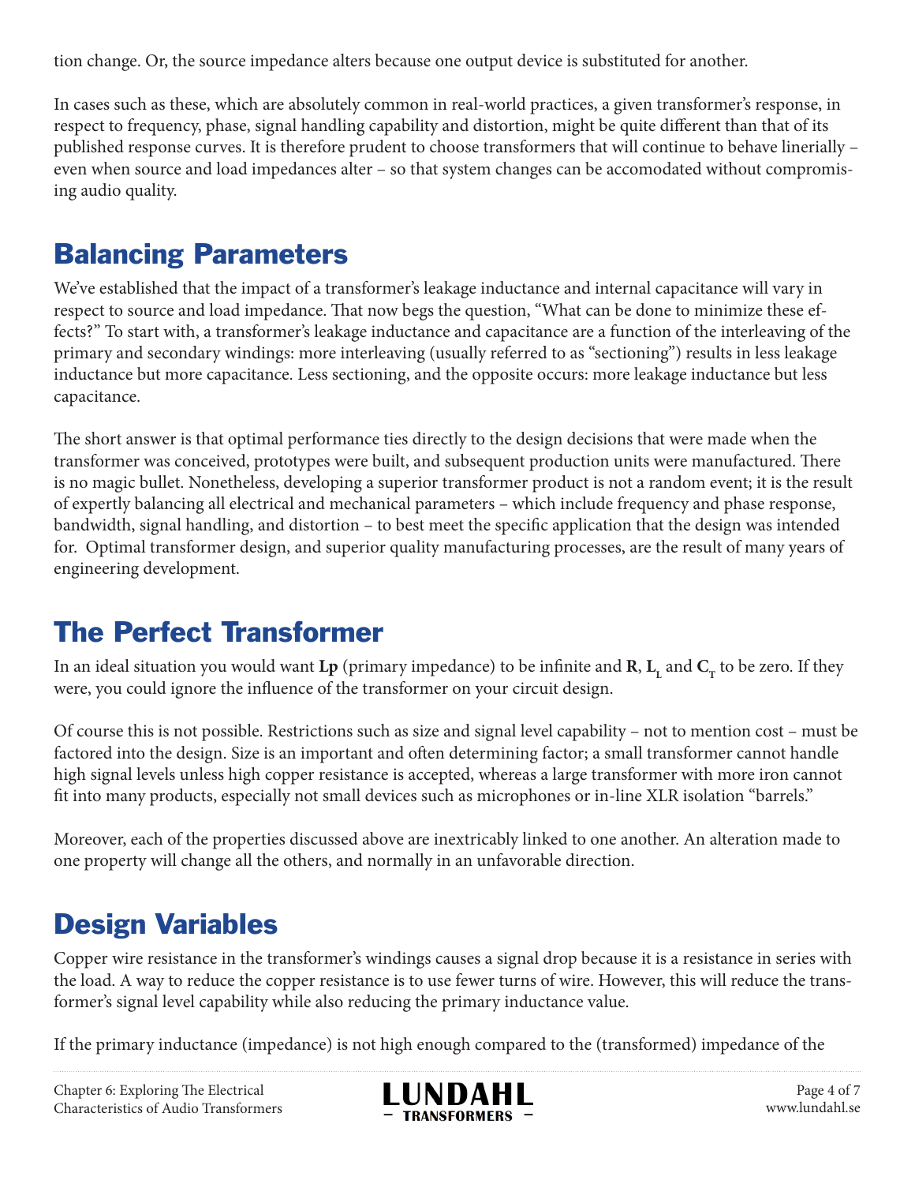tion change. Or, the source impedance alters because one output device is substituted for another.

In cases such as these, which are absolutely common in real-world practices, a given transformer's response, in respect to frequency, phase, signal handling capability and distortion, might be quite different than that of its published response curves. It is therefore prudent to choose transformers that will continue to behave linerially – even when source and load impedances alter – so that system changes can be accomodated without compromising audio quality.

## Balancing Parameters

We've established that the impact of a transformer's leakage inductance and internal capacitance will vary in respect to source and load impedance. That now begs the question, "What can be done to minimize these effects?" To start with, a transformer's leakage inductance and capacitance are a function of the interleaving of the primary and secondary windings: more interleaving (usually referred to as "sectioning") results in less leakage inductance but more capacitance. Less sectioning, and the opposite occurs: more leakage inductance but less capacitance.

The short answer is that optimal performance ties directly to the design decisions that were made when the transformer was conceived, prototypes were built, and subsequent production units were manufactured. There is no magic bullet. Nonetheless, developing a superior transformer product is not a random event; it is the result of expertly balancing all electrical and mechanical parameters – which include frequency and phase response, bandwidth, signal handling, and distortion – to best meet the specific application that the design was intended for. Optimal transformer design, and superior quality manufacturing processes, are the result of many years of engineering development.

## The Perfect Transformer

In an ideal situation you would want **Lp** (primary impedance) to be infinite and **R**, $\mathbf{L_L}$ and $\mathbf{C_T}$ to be zero. If they were, you could ignore the influence of the transformer on your circuit design.

Of course this is not possible. Restrictions such as size and signal level capability – not to mention cost – must be factored into the design. Size is an important and often determining factor; a small transformer cannot handle high signal levels unless high copper resistance is accepted, whereas a large transformer with more iron cannot fit into many products, especially not small devices such as microphones or in-line XLR isolation "barrels."

Moreover, each of the properties discussed above are inextricably linked to one another. An alteration made to one property will change all the others, and normally in an unfavorable direction.

## Design Variables

Copper wire resistance in the transformer's windings causes a signal drop because it is a resistance in series with the load. A way to reduce the copper resistance is to use fewer turns of wire. However, this will reduce the transformer's signal level capability while also reducing the primary inductance value.

If the primary inductance (impedance) is not high enough compared to the (transformed) impedance of the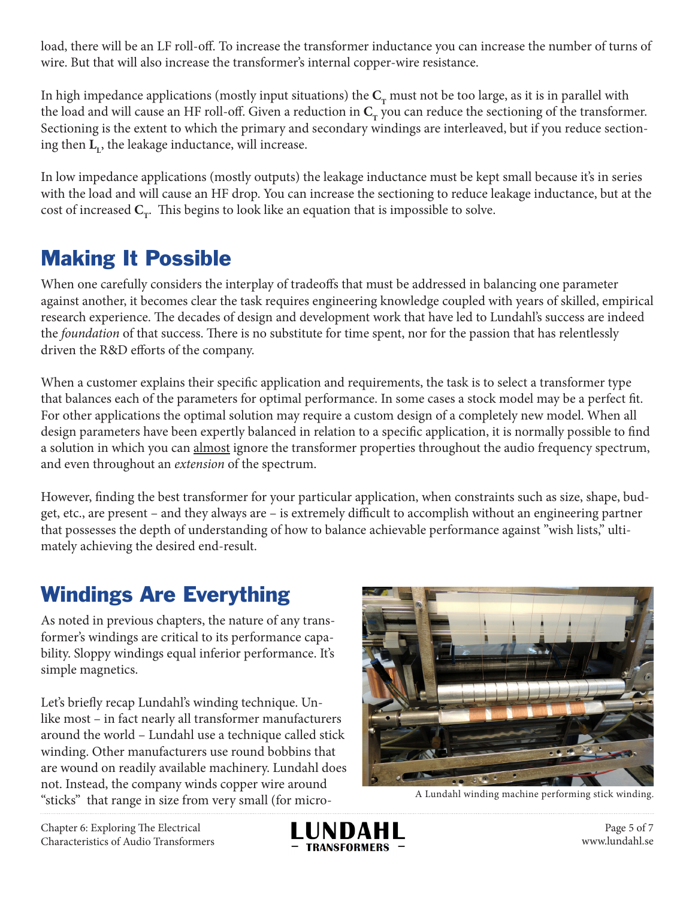load, there will be an LF roll-off. To increase the transformer inductance you can increase the number of turns of wire. But that will also increase the transformer's internal copper-wire resistance.

In high impedance applications (mostly input situations) the $\mathbf{C_T}$ must not be too large, as it is in parallel with the load and will cause an HF roll-off. Given a reduction in $\mathbf{C_T}$ you can reduce the sectioning of the transformer. Sectioning is the extent to which the primary and secondary windings are interleaved, but if you reduce sectioning then $\mathbf{L_L}$, the leakage inductance, will increase.

In low impedance applications (mostly outputs) the leakage inductance must be kept small because it's in series with the load and will cause an HF drop. You can increase the sectioning to reduce leakage inductance, but at the cost of increased $\mathbf{C_T}$. This begins to look like an equation that is impossible to solve.

## Making It Possible

When one carefully considers the interplay of tradeoffs that must be addressed in balancing one parameter against another, it becomes clear the task requires engineering knowledge coupled with years of skilled, empirical research experience. The decades of design and development work that have led to Lundahl's success are indeed the *foundation* of that success. There is no substitute for time spent, nor for the passion that has relentlessly driven the R&D efforts of the company.

When a customer explains their specific application and requirements, the task is to select a transformer type that balances each of the parameters for optimal performance. In some cases a stock model may be a perfect fit. For other applications the optimal solution may require a custom design of a completely new model. When all design parameters have been expertly balanced in relation to a specific application, it is normally possible to find a solution in which you can <u>almost</u> ignore the transformer properties throughout the audio frequency spectrum, and even throughout an *extension* of the spectrum.

However, finding the best transformer for your particular application, when constraints such as size, shape, budget, etc., are present – and they always are – is extremely difficult to accomplish without an engineering partner that possesses the depth of understanding of how to balance achievable performance against "wish lists," ultimately achieving the desired end-result.

## Windings Are Everything

As noted in previous chapters, the nature of any transformer's windings are critical to its performance capability. Sloppy windings equal inferior performance. It's simple magnetics.

Let's briefly recap Lundahl's winding technique. Unlike most – in fact nearly all transformer manufacturers around the world – Lundahl use a technique called stick winding. Other manufacturers use round bobbins that are wound on readily available machinery. Lundahl does not. Instead, the company winds copper wire around "sticks" that range in size from very small (for micro-

A Lundahl winding machine performing stick winding.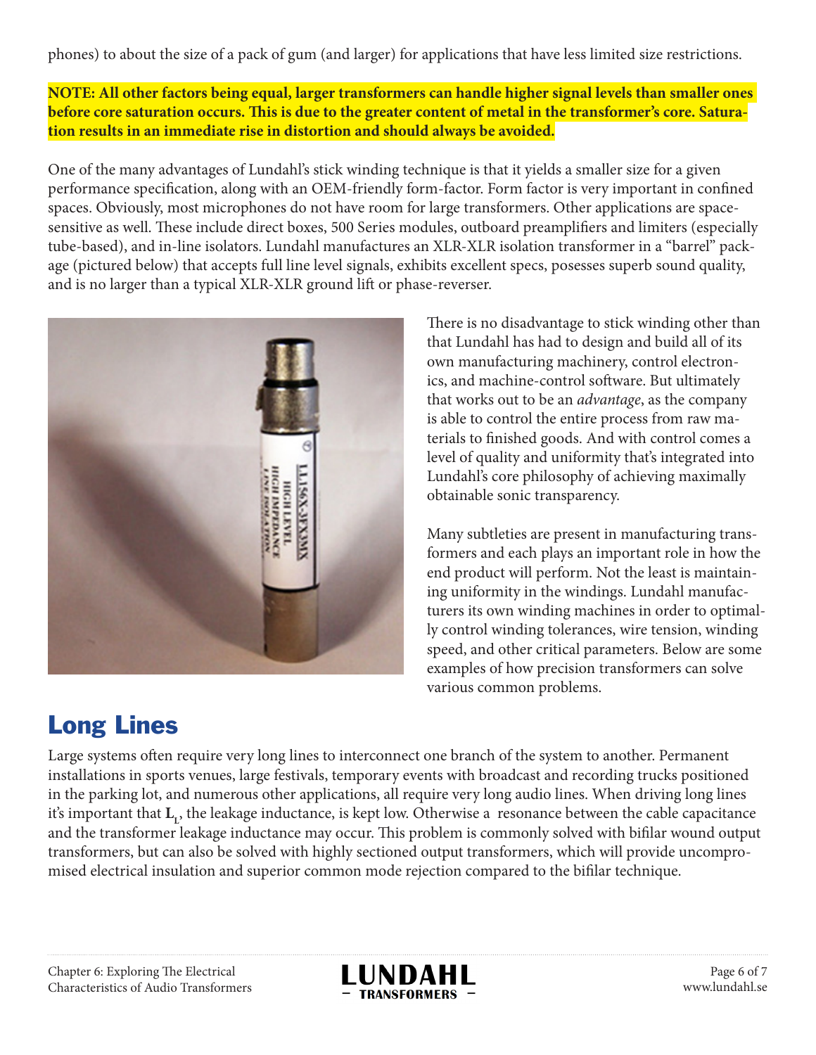phones) to about the size of a pack of gum (and larger) for applications that have less limited size restrictions.

**NOTE: All other factors being equal, larger transformers can handle higher signal levels than smaller ones before core saturation occurs. This is due to the greater content of metal in the transformer's core. Saturation results in an immediate rise in distortion and should always be avoided.**

One of the many advantages of Lundahl's stick winding technique is that it yields a smaller size for a given performance specification, along with an OEM-friendly form-factor. Form factor is very important in confined spaces. Obviously, most microphones do not have room for large transformers. Other applications are space-sensitive as well. These include direct boxes, 500 Series modules, outboard preamplifiers and limiters (especially tube-based), and in-line isolators. Lundahl manufactures an XLR-XLR isolation transformer in a "barrel" package (pictured below) that accepts full line level signals, exhibits excellent specs, posesses superb sound quality, and is no larger than a typical XLR-XLR ground lift or phase-reverser.

There is no disadvantage to stick winding other than that Lundahl has had to design and build all of its own manufacturing machinery, control electronics, and machine-control software. But ultimately that works out to be an *advantage*, as the company is able to control the entire process from raw materials to finished goods. And with control comes a level of quality and uniformity that's integrated into Lundahl's core philosophy of achieving maximally obtainable sonic transparency.

Many subtleties are present in manufacturing transformers and each plays an important role in how the end product will perform. Not the least is maintaining uniformity in the windings. Lundahl manufacturers its own winding machines in order to optimally control winding tolerances, wire tension, winding speed, and other critical parameters. Below are some examples of how precision transformers can solve various common problems.

## Long Lines

Large systems often require very long lines to interconnect one branch of the system to another. Permanent installations in sports venues, large festivals, temporary events with broadcast and recording trucks positioned in the parking lot, and numerous other applications, all require very long audio lines. When driving long lines it's important that $\mathbf{L}_L$, the leakage inductance, is kept low. Otherwise a resonance between the cable capacitance and the transformer leakage inductance may occur. This problem is commonly solved with bifilar wound output transformers, but can also be solved with highly sectioned output transformers, which will provide uncompromised electrical insulation and superior common mode rejection compared to the bifilar technique.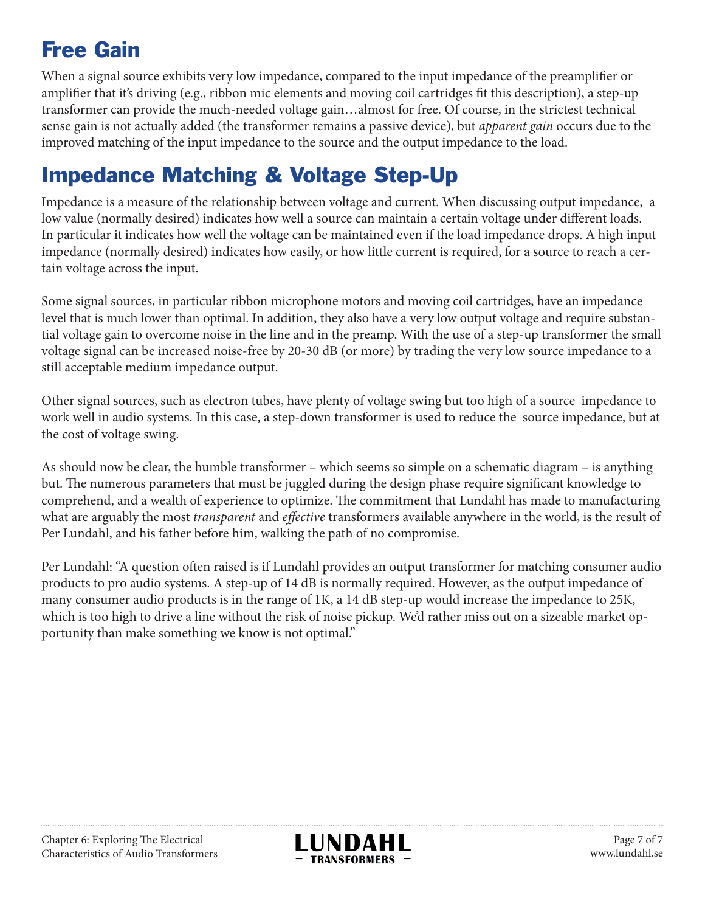## Free Gain

When a signal source exhibits very low impedance, compared to the input impedance of the preamplifier or amplifier that it's driving (e.g., ribbon mic elements and moving coil cartridges fit this description), a step-up transformer can provide the much-needed voltage gain…almost for free. Of course, in the strictest technical sense gain is not actually added (the transformer remains a passive device), but *apparent gain* occurs due to the improved matching of the input impedance to the source and the output impedance to the load.

## Impedance Matching & Voltage Step-Up

Impedance is a measure of the relationship between voltage and current. When discussing output impedance, a low value (normally desired) indicates how well a source can maintain a certain voltage under different loads. In particular it indicates how well the voltage can be maintained even if the load impedance drops. A high input impedance (normally desired) indicates how easily, or how little current is required, for a source to reach a certain voltage across the input.

Some signal sources, in particular ribbon microphone motors and moving coil cartridges, have an impedance level that is much lower than optimal. In addition, they also have a very low output voltage and require substantial voltage gain to overcome noise in the line and in the preamp. With the use of a step-up transformer the small voltage signal can be increased noise-free by 20-30 dB (or more) by trading the very low source impedance to a still acceptable medium impedance output.

Other signal sources, such as electron tubes, have plenty of voltage swing but too high of a source impedance to work well in audio systems. In this case, a step-down transformer is used to reduce the source impedance, but at the cost of voltage swing.

As should now be clear, the humble transformer – which seems so simple on a schematic diagram – is anything but. The numerous parameters that must be juggled during the design phase require significant knowledge to comprehend, and a wealth of experience to optimize. The commitment that Lundahl has made to manufacturing what are arguably the most *transparent* and *effective* transformers available anywhere in the world, is the result of Per Lundahl, and his father before him, walking the path of no compromise.

Per Lundahl: "A question often raised is if Lundahl provides an output transformer for matching consumer audio products to pro audio systems. A step-up of 14 dB is normally required. However, as the output impedance of many consumer audio products is in the range of 1K, a 14 dB step-up would increase the impedance to 25K, which is too high to drive a line without the risk of noise pickup. We'd rather miss out on a sizeable market opportunity than make something we know is not optimal."